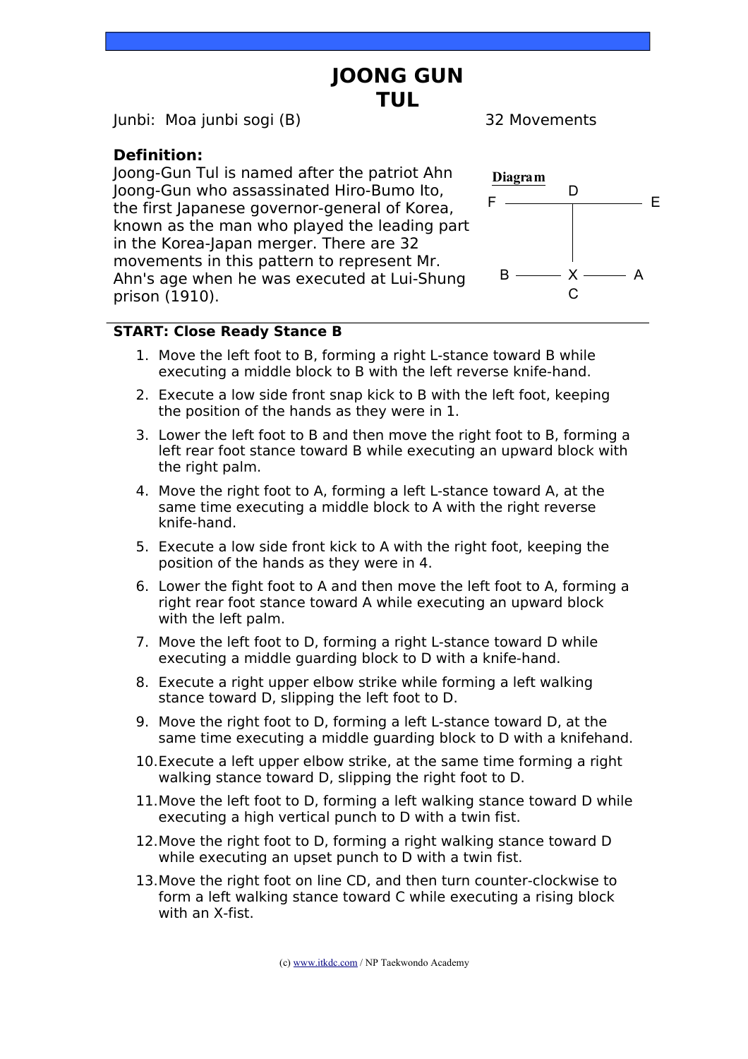# JOONG GUN TUL

Junbi: Moa junbi sogi (B) 32 Movements

**Definition:**

Joong-Gun Tul is named after the patriot Ahn Joong-Gun who assassinated Hiro-Bumo Ito, the first Japanese governor-general of Korea, known as the man who played the leading part in the Korea-Japan merger. There are 32 movements in this pattern to represent Mr. Ahn's age when he was executed at Lui-Shung prison (1910).

**Diagram**

```
            D
F ----------+---------- E
            |
            |
            |
B ------    X    ------ A
            C
```

**START: Close Ready Stance B**

1. Move the left foot to B, forming a right L-stance toward B while executing a middle block to B with the left reverse knife-hand.
2. Execute a low side front snap kick to B with the left foot, keeping the position of the hands as they were in 1.
3. Lower the left foot to B and then move the right foot to B, forming a left rear foot stance toward B while executing an upward block with the right palm.
4. Move the right foot to A, forming a left L-stance toward A, at the same time executing a middle block to A with the right reverse knife-hand.
5. Execute a low side front kick to A with the right foot, keeping the position of the hands as they were in 4.
6. Lower the fight foot to A and then move the left foot to A, forming a right rear foot stance toward A while executing an upward block with the left palm.
7. Move the left foot to D, forming a right L-stance toward D while executing a middle guarding block to D with a knife-hand.
8. Execute a right upper elbow strike while forming a left walking stance toward D, slipping the left foot to D.
9. Move the right foot to D, forming a left L-stance toward D, at the same time executing a middle guarding block to D with a knifehand.
10. Execute a left upper elbow strike, at the same time forming a right walking stance toward D, slipping the right foot to D.
11. Move the left foot to D, forming a left walking stance toward D while executing a high vertical punch to D with a twin fist.
12. Move the right foot to D, forming a right walking stance toward D while executing an upset punch to D with a twin fist.
13. Move the right foot on line CD, and then turn counter-clockwise to form a left walking stance toward C while executing a rising block with an X-fist.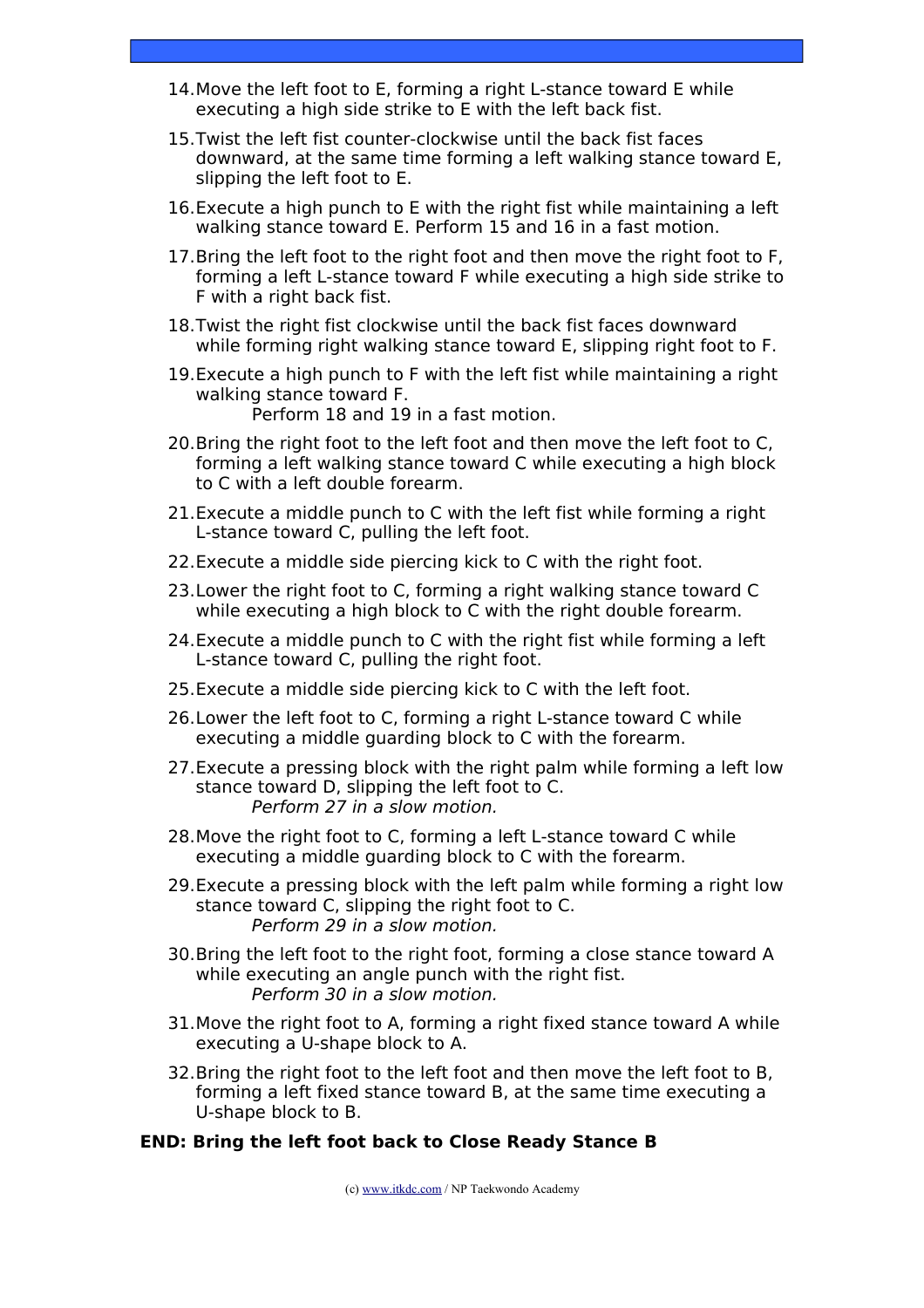14. Move the left foot to E, forming a right L-stance toward E while executing a high side strike to E with the left back fist.

15. Twist the left fist counter-clockwise until the back fist faces downward, at the same time forming a left walking stance toward E, slipping the left foot to E.

16. Execute a high punch to E with the right fist while maintaining a left walking stance toward E. Perform 15 and 16 in a fast motion.

17. Bring the left foot to the right foot and then move the right foot to F, forming a left L-stance toward F while executing a high side strike to F with a right back fist.

18. Twist the right fist clockwise until the back fist faces downward while forming right walking stance toward E, slipping right foot to F.

19. Execute a high punch to F with the left fist while maintaining a right walking stance toward F.
    Perform 18 and 19 in a fast motion.

20. Bring the right foot to the left foot and then move the left foot to C, forming a left walking stance toward C while executing a high block to C with a left double forearm.

21. Execute a middle punch to C with the left fist while forming a right L-stance toward C, pulling the left foot.

22. Execute a middle side piercing kick to C with the right foot.

23. Lower the right foot to C, forming a right walking stance toward C while executing a high block to C with the right double forearm.

24. Execute a middle punch to C with the right fist while forming a left L-stance toward C, pulling the right foot.

25. Execute a middle side piercing kick to C with the left foot.

26. Lower the left foot to C, forming a right L-stance toward C while executing a middle guarding block to C with the forearm.

27. Execute a pressing block with the right palm while forming a left low stance toward D, slipping the left foot to C.
    *Perform 27 in a slow motion.*

28. Move the right foot to C, forming a left L-stance toward C while executing a middle guarding block to C with the forearm.

29. Execute a pressing block with the left palm while forming a right low stance toward C, slipping the right foot to C.
    *Perform 29 in a slow motion.*

30. Bring the left foot to the right foot, forming a close stance toward A while executing an angle punch with the right fist.
    *Perform 30 in a slow motion.*

31. Move the right foot to A, forming a right fixed stance toward A while executing a U-shape block to A.

32. Bring the right foot to the left foot and then move the left foot to B, forming a left fixed stance toward B, at the same time executing a U-shape block to B.

**END: Bring the left foot back to Close Ready Stance B**

(c) www.itkdc.com / NP Taekwondo Academy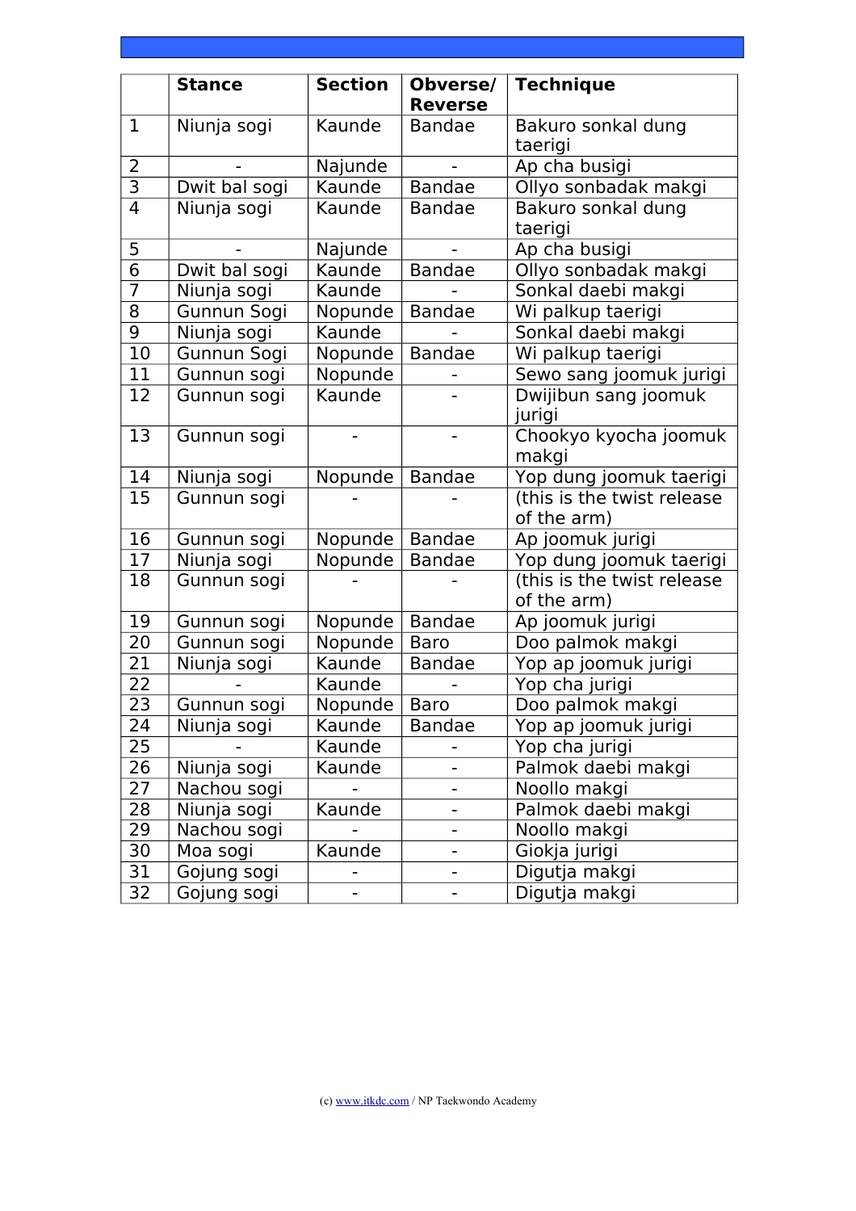| | Stance | Section | Obverse/ Reverse | Technique |
|---|---|---|---|---|
| 1 | Niunja sogi | Kaunde | Bandae | Bakuro sonkal dung taerigi |
| 2 | - | Najunde | - | Ap cha busigi |
| 3 | Dwit bal sogi | Kaunde | Bandae | Ollyo sonbadak makgi |
| 4 | Niunja sogi | Kaunde | Bandae | Bakuro sonkal dung taerigi |
| 5 | - | Najunde | - | Ap cha busigi |
| 6 | Dwit bal sogi | Kaunde | Bandae | Ollyo sonbadak makgi |
| 7 | Niunja sogi | Kaunde | - | Sonkal daebi makgi |
| 8 | Gunnun Sogi | Nopunde | Bandae | Wi palkup taerigi |
| 9 | Niunja sogi | Kaunde | - | Sonkal daebi makgi |
| 10 | Gunnun Sogi | Nopunde | Bandae | Wi palkup taerigi |
| 11 | Gunnun sogi | Nopunde | - | Sewo sang joomuk jurigi |
| 12 | Gunnun sogi | Kaunde | - | Dwijibun sang joomuk jurigi |
| 13 | Gunnun sogi | - | - | Chookyo kyocha joomuk makgi |
| 14 | Niunja sogi | Nopunde | Bandae | Yop dung joomuk taerigi |
| 15 | Gunnun sogi | - | - | (this is the twist release of the arm) |
| 16 | Gunnun sogi | Nopunde | Bandae | Ap joomuk jurigi |
| 17 | Niunja sogi | Nopunde | Bandae | Yop dung joomuk taerigi |
| 18 | Gunnun sogi | - | - | (this is the twist release of the arm) |
| 19 | Gunnun sogi | Nopunde | Bandae | Ap joomuk jurigi |
| 20 | Gunnun sogi | Nopunde | Baro | Doo palmok makgi |
| 21 | Niunja sogi | Kaunde | Bandae | Yop ap joomuk jurigi |
| 22 | - | Kaunde | - | Yop cha jurigi |
| 23 | Gunnun sogi | Nopunde | Baro | Doo palmok makgi |
| 24 | Niunja sogi | Kaunde | Bandae | Yop ap joomuk jurigi |
| 25 | - | Kaunde | - | Yop cha jurigi |
| 26 | Niunja sogi | Kaunde | - | Palmok daebi makgi |
| 27 | Nachou sogi | - | - | Noollo makgi |
| 28 | Niunja sogi | Kaunde | - | Palmok daebi makgi |
| 29 | Nachou sogi | - | - | Noollo makgi |
| 30 | Moa sogi | Kaunde | - | Giokja jurigi |
| 31 | Gojung sogi | - | - | Digutja makgi |
| 32 | Gojung sogi | - | - | Digutja makgi |

(c) www.itkdc.com / NP Taekwondo Academy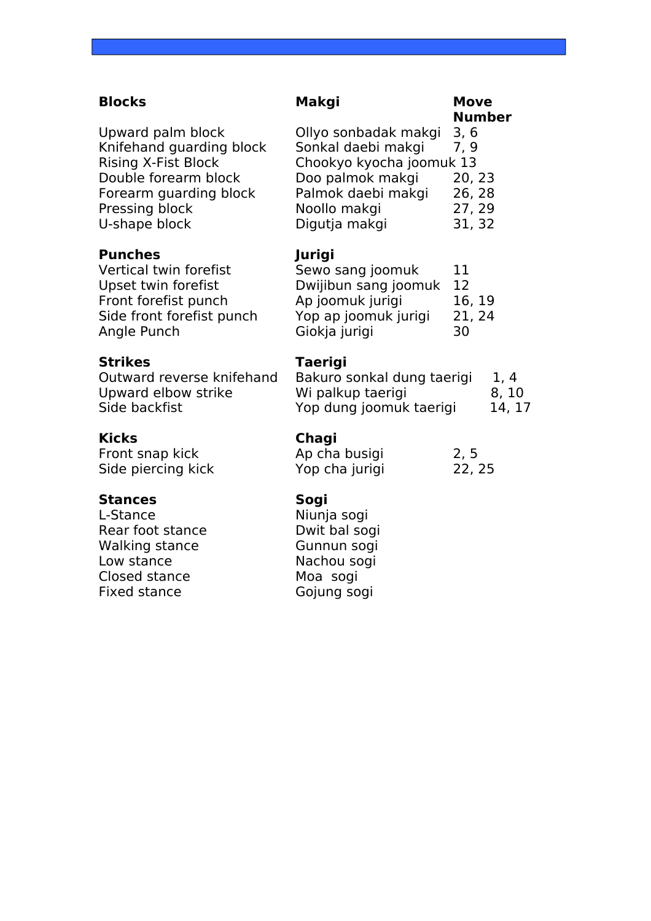| **Blocks** | **Makgi** | **Move Number** |
|---|---|---|
| Upward palm block | Ollyo sonbadak makgi | 3, 6 |
| Knifehand guarding block | Sonkal daebi makgi | 7, 9 |
| Rising X-Fist Block | Chookyo kyocha joomuk | 13 |
| Double forearm block | Doo palmok makgi | 20, 23 |
| Forearm guarding block | Palmok daebi makgi | 26, 28 |
| Pressing block | Noollo makgi | 27, 29 |
| U-shape block | Digutja makgi | 31, 32 |
| **Punches** | **Jurigi** | |
| Vertical twin forefist | Sewo sang joomuk | 11 |
| Upset twin forefist | Dwijibun sang joomuk | 12 |
| Front forefist punch | Ap joomuk jurigi | 16, 19 |
| Side front forefist punch | Yop ap joomuk jurigi | 21, 24 |
| Angle Punch | Giokja jurigi | 30 |
| **Strikes** | **Taerigi** | |
| Outward reverse knifehand | Bakuro sonkal dung taerigi | 1, 4 |
| Upward elbow strike | Wi palkup taerigi | 8, 10 |
| Side backfist | Yop dung joomuk taerigi | 14, 17 |
| **Kicks** | **Chagi** | |
| Front snap kick | Ap cha busigi | 2, 5 |
| Side piercing kick | Yop cha jurigi | 22, 25 |
| **Stances** | **Sogi** | |
| L-Stance | Niunja sogi | |
| Rear foot stance | Dwit bal sogi | |
| Walking stance | Gunnun sogi | |
| Low stance | Nachou sogi | |
| Closed stance | Moa sogi | |
| Fixed stance | Gojung sogi | |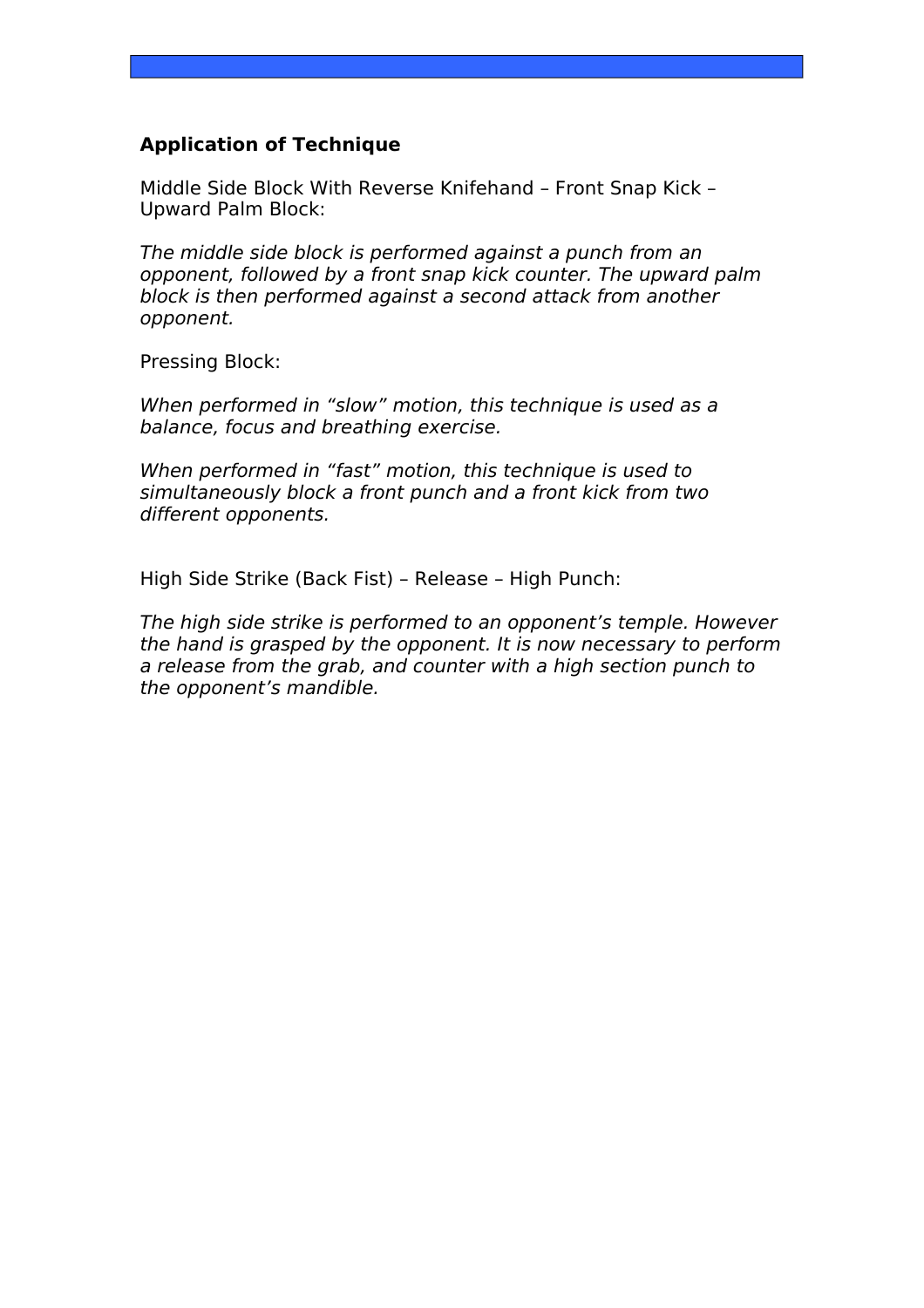**Application of Technique**

Middle Side Block With Reverse Knifehand – Front Snap Kick – Upward Palm Block:

*The middle side block is performed against a punch from an opponent, followed by a front snap kick counter. The upward palm block is then performed against a second attack from another opponent.*

Pressing Block:

*When performed in “slow” motion, this technique is used as a balance, focus and breathing exercise.*

*When performed in “fast” motion, this technique is used to simultaneously block a front punch and a front kick from two different opponents.*

High Side Strike (Back Fist) – Release – High Punch:

*The high side strike is performed to an opponent’s temple. However the hand is grasped by the opponent. It is now necessary to perform a release from the grab, and counter with a high section punch to the opponent’s mandible.*